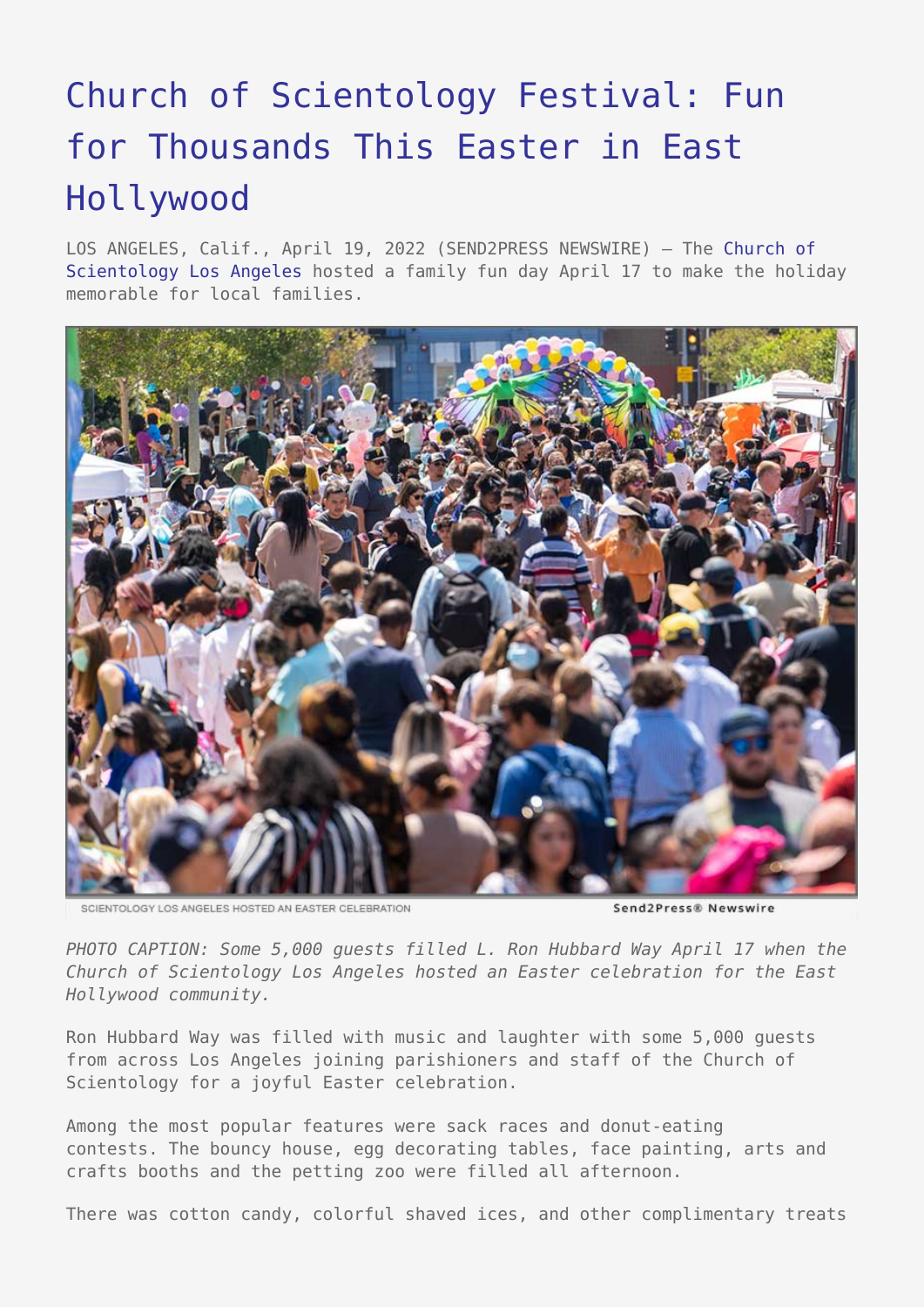# Church of Scientology Festival: Fun for Thousands This Easter in East Hollywood

LOS ANGELES, Calif., April 19, 2022 (SEND2PRESS NEWSWIRE) — The Church of Scientology Los Angeles hosted a family fun day April 17 to make the holiday memorable for local families.

SCIENTOLOGY LOS ANGELES HOSTED AN EASTER CELEBRATION

Send2Press® Newswire

*PHOTO CAPTION: Some 5,000 guests filled L. Ron Hubbard Way April 17 when the Church of Scientology Los Angeles hosted an Easter celebration for the East Hollywood community.*

Ron Hubbard Way was filled with music and laughter with some 5,000 guests from across Los Angeles joining parishioners and staff of the Church of Scientology for a joyful Easter celebration.

Among the most popular features were sack races and donut-eating contests. The bouncy house, egg decorating tables, face painting, arts and crafts booths and the petting zoo were filled all afternoon.

There was cotton candy, colorful shaved ices, and other complimentary treats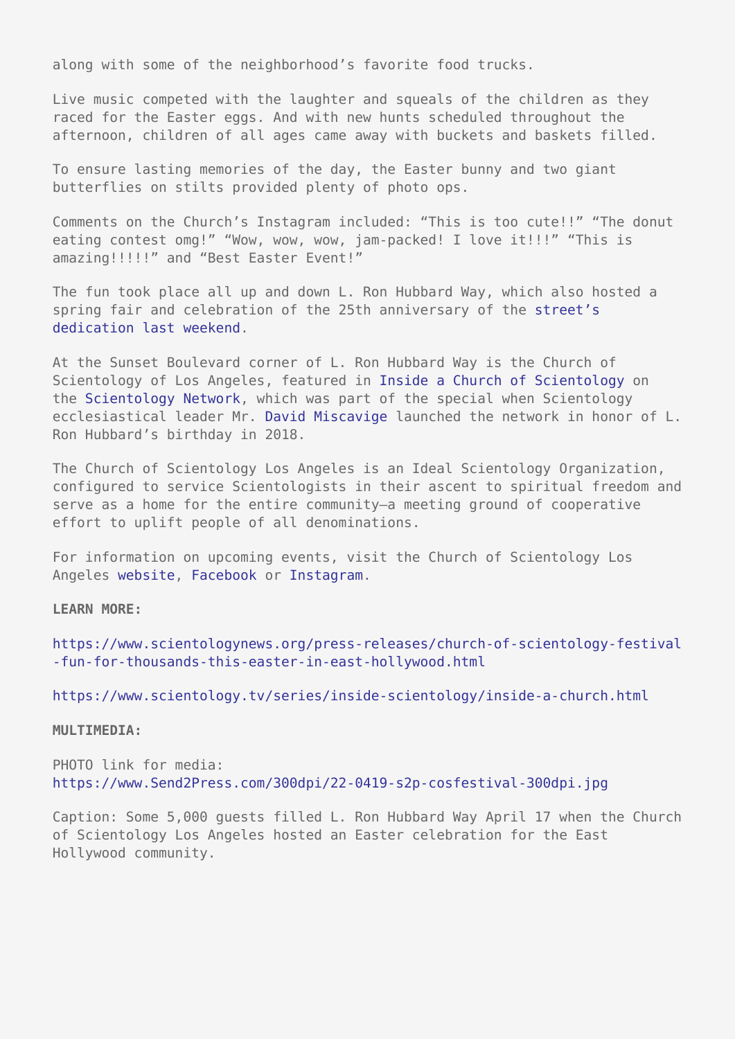along with some of the neighborhood's favorite food trucks.

Live music competed with the laughter and squeals of the children as they raced for the Easter eggs. And with new hunts scheduled throughout the afternoon, children of all ages came away with buckets and baskets filled.

To ensure lasting memories of the day, the Easter bunny and two giant butterflies on stilts provided plenty of photo ops.

Comments on the Church's Instagram included: "This is too cute!!" "The donut eating contest omg!" "Wow, wow, wow, jam-packed! I love it!!!" "This is amazing!!!!!" and "Best Easter Event!"

The fun took place all up and down L. Ron Hubbard Way, which also hosted a spring fair and celebration of the 25th anniversary of the street's dedication last weekend.

At the Sunset Boulevard corner of L. Ron Hubbard Way is the Church of Scientology of Los Angeles, featured in Inside a Church of Scientology on the Scientology Network, which was part of the special when Scientology ecclesiastical leader Mr. David Miscavige launched the network in honor of L. Ron Hubbard's birthday in 2018.

The Church of Scientology Los Angeles is an Ideal Scientology Organization, configured to service Scientologists in their ascent to spiritual freedom and serve as a home for the entire community—a meeting ground of cooperative effort to uplift people of all denominations.

For information on upcoming events, visit the Church of Scientology Los Angeles website, Facebook or Instagram.

**LEARN MORE:**

https://www.scientologynews.org/press-releases/church-of-scientology-festival-fun-for-thousands-this-easter-in-east-hollywood.html

https://www.scientology.tv/series/inside-scientology/inside-a-church.html

**MULTIMEDIA:**

PHOTO link for media: https://www.Send2Press.com/300dpi/22-0419-s2p-cosfestival-300dpi.jpg

Caption: Some 5,000 guests filled L. Ron Hubbard Way April 17 when the Church of Scientology Los Angeles hosted an Easter celebration for the East Hollywood community.